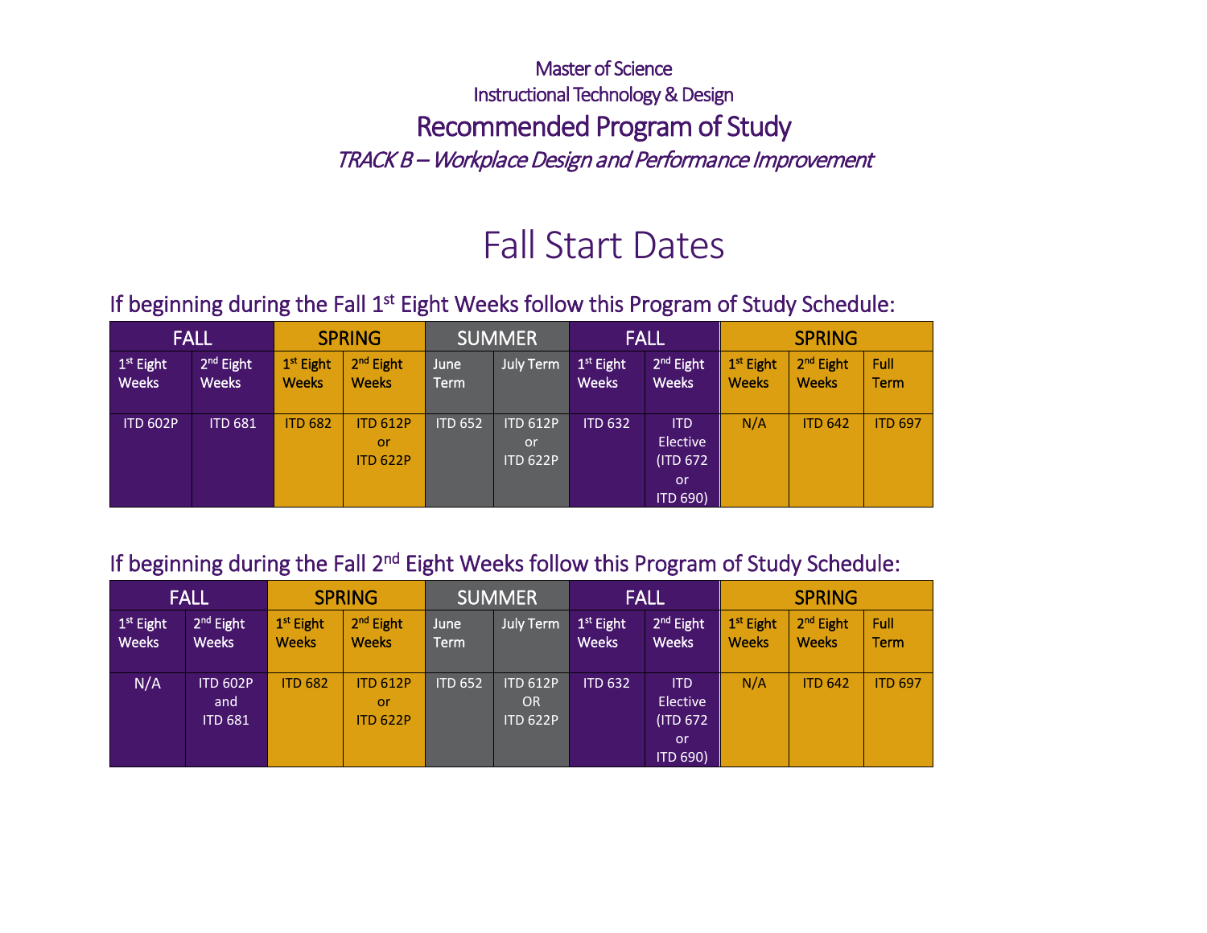Master of Science

Instructional Technology & Design

# Recommended Program of Study

*TRACK B – Workplace Design and Performance Improvement*

# Fall Start Dates

## If beginning during the Fall 1st Eight Weeks follow this Program of Study Schedule:

| FALL | | SPRING | | SUMMER | | FALL | | SPRING | | |
|---|---|---|---|---|---|---|---|---|---|---|
| 1st Eight Weeks | 2nd Eight Weeks | 1st Eight Weeks | 2nd Eight Weeks | June Term | July Term | 1st Eight Weeks | 2nd Eight Weeks | 1st Eight Weeks | 2nd Eight Weeks | Full Term |
| ITD 602P | ITD 681 | ITD 682 | ITD 612P or ITD 622P | ITD 652 | ITD 612P or ITD 622P | ITD 632 | ITD Elective (ITD 672 or ITD 690) | N/A | ITD 642 | ITD 697 |

## If beginning during the Fall 2nd Eight Weeks follow this Program of Study Schedule:

| FALL | | SPRING | | SUMMER | | FALL | | SPRING | | |
|---|---|---|---|---|---|---|---|---|---|---|
| 1st Eight Weeks | 2nd Eight Weeks | 1st Eight Weeks | 2nd Eight Weeks | June Term | July Term | 1st Eight Weeks | 2nd Eight Weeks | 1st Eight Weeks | 2nd Eight Weeks | Full Term |
| N/A | ITD 602P and ITD 681 | ITD 682 | ITD 612P or ITD 622P | ITD 652 | ITD 612P OR ITD 622P | ITD 632 | ITD Elective (ITD 672 or ITD 690) | N/A | ITD 642 | ITD 697 |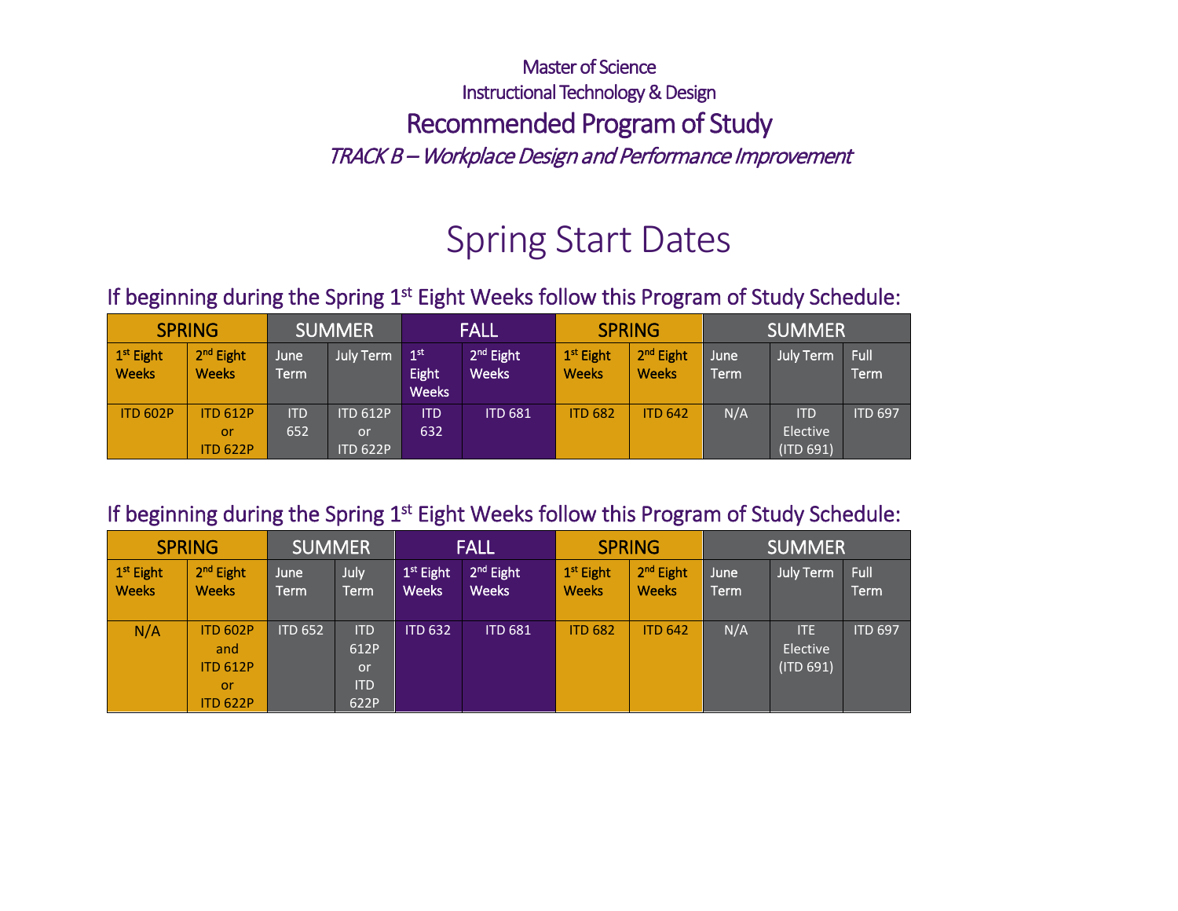Master of Science
Instructional Technology & Design

# Recommended Program of Study

*TRACK B – Workplace Design and Performance Improvement*

## Spring Start Dates

### If beginning during the Spring 1st Eight Weeks follow this Program of Study Schedule:

| SPRING | | SUMMER | | FALL | | SPRING | | SUMMER | | |
|---|---|---|---|---|---|---|---|---|---|---|
| 1st Eight Weeks | 2nd Eight Weeks | June Term | July Term | 1st Eight Weeks | 2nd Eight Weeks | 1st Eight Weeks | 2nd Eight Weeks | June Term | July Term | Full Term |
| ITD 602P | ITD 612P or ITD 622P | ITD 652 | ITD 612P or ITD 622P | ITD 632 | ITD 681 | ITD 682 | ITD 642 | N/A | ITD Elective (ITD 691) | ITD 697 |

### If beginning during the Spring 1st Eight Weeks follow this Program of Study Schedule:

| SPRING | | SUMMER | | FALL | | SPRING | | SUMMER | | |
|---|---|---|---|---|---|---|---|---|---|---|
| 1st Eight Weeks | 2nd Eight Weeks | June Term | July Term | 1st Eight Weeks | 2nd Eight Weeks | 1st Eight Weeks | 2nd Eight Weeks | June Term | July Term | Full Term |
| N/A | ITD 602P and ITD 612P or ITD 622P | ITD 652 | ITD 612P or ITD 622P | ITD 632 | ITD 681 | ITD 682 | ITD 642 | N/A | ITE Elective (ITD 691) | ITD 697 |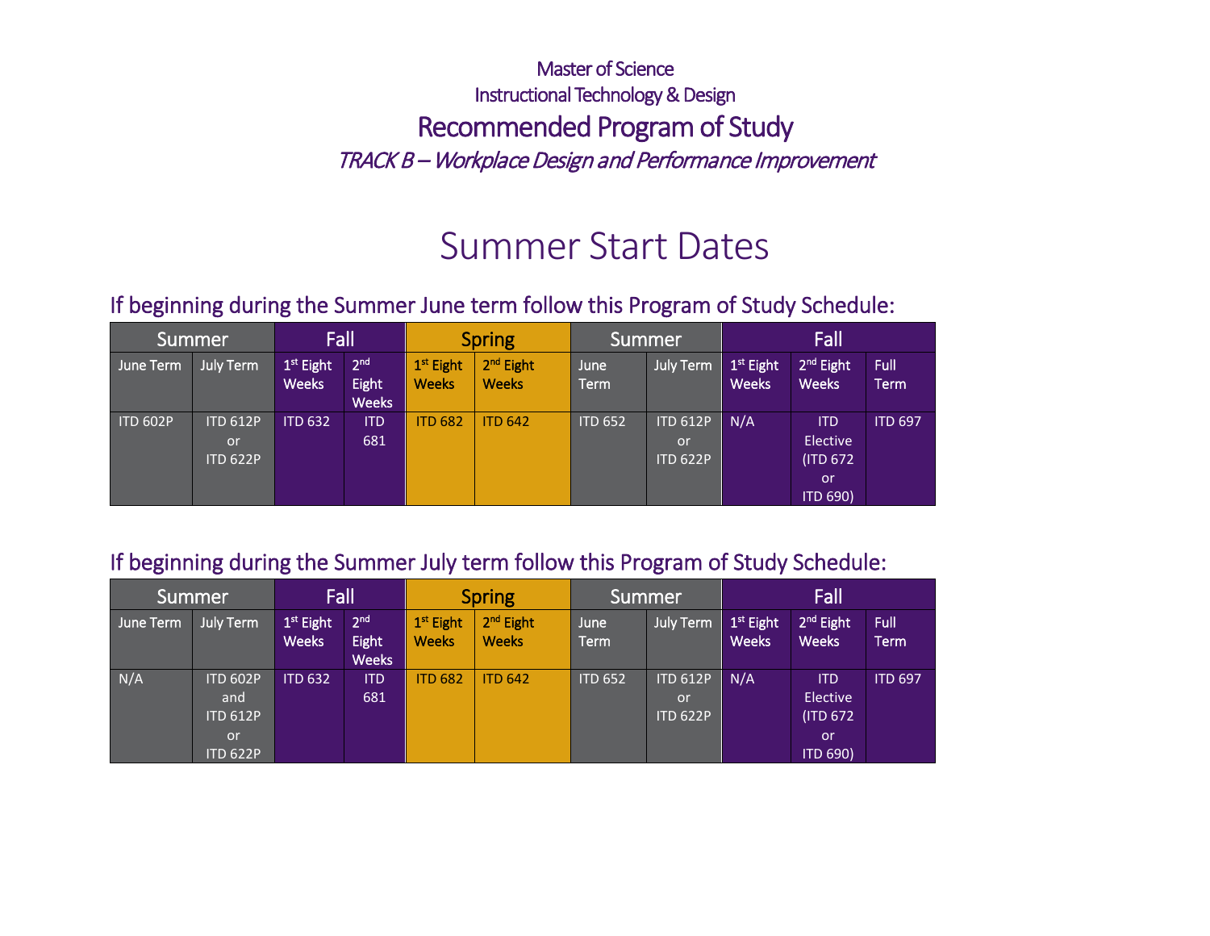Master of Science

Instructional Technology & Design

# Recommended Program of Study

*TRACK B – Workplace Design and Performance Improvement*

## Summer Start Dates

### If beginning during the Summer June term follow this Program of Study Schedule:

| Summer | | Fall | | Spring | | Summer | | Fall | | |
|---|---|---|---|---|---|---|---|---|---|---|
| June Term | July Term | 1st Eight Weeks | 2nd Eight Weeks | 1st Eight Weeks | 2nd Eight Weeks | June Term | July Term | 1st Eight Weeks | 2nd Eight Weeks | Full Term |
| ITD 602P | ITD 612P or ITD 622P | ITD 632 | ITD 681 | ITD 682 | ITD 642 | ITD 652 | ITD 612P or ITD 622P | N/A | ITD Elective (ITD 672 or ITD 690) | ITD 697 |

### If beginning during the Summer July term follow this Program of Study Schedule:

| Summer | | Fall | | Spring | | Summer | | Fall | | |
|---|---|---|---|---|---|---|---|---|---|---|
| June Term | July Term | 1st Eight Weeks | 2nd Eight Weeks | 1st Eight Weeks | 2nd Eight Weeks | June Term | July Term | 1st Eight Weeks | 2nd Eight Weeks | Full Term |
| N/A | ITD 602P and ITD 612P or ITD 622P | ITD 632 | ITD 681 | ITD 682 | ITD 642 | ITD 652 | ITD 612P or ITD 622P | N/A | ITD Elective (ITD 672 or ITD 690) | ITD 697 |